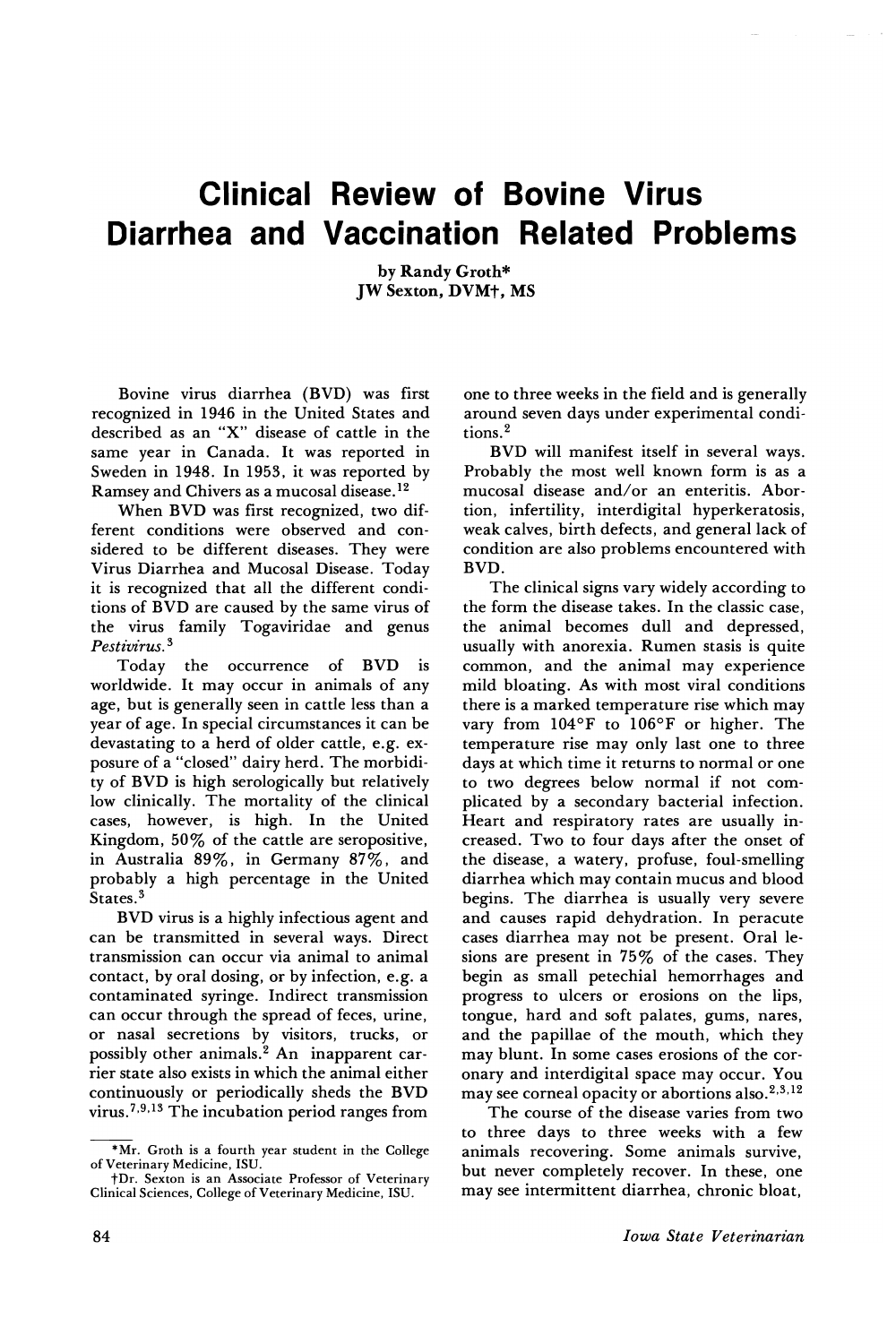# Clinical Review of Bovine Virus Diarrhea and Vaccination Related Problems

by Randy Groth*
JW Sexton, DVM†, MS

Bovine virus diarrhea (BVD) was first recognized in 1946 in the United States and described as an "X" disease of cattle in the same year in Canada. It was reported in Sweden in 1948. In 1953, it was reported by Ramsey and Chivers as a mucosal disease.[12]

When BVD was first recognized, two different conditions were observed and considered to be different diseases. They were Virus Diarrhea and Mucosal Disease. Today it is recognized that all the different conditions of BVD are caused by the same virus of the virus family Togaviridae and genus *Pestivirus*.[3]

Today the occurrence of BVD is worldwide. It may occur in animals of any age, but is generally seen in cattle less than a year of age. In special circumstances it can be devastating to a herd of older cattle, e.g. exposure of a "closed" dairy herd. The morbidity of BVD is high serologically but relatively low clinically. The mortality of the clinical cases, however, is high. In the United Kingdom, 50% of the cattle are seropositive, in Australia 89%, in Germany 87%, and probably a high percentage in the United States.[3]

BVD virus is a highly infectious agent and can be transmitted in several ways. Direct transmission can occur via animal to animal contact, by oral dosing, or by infection, e.g. a contaminated syringe. Indirect transmission can occur through the spread of feces, urine, or nasal secretions by visitors, trucks, or possibly other animals.[2] An inapparent carrier state also exists in which the animal either continuously or periodically sheds the BVD virus.[7,9,13] The incubation period ranges from one to three weeks in the field and is generally around seven days under experimental conditions.[2]

BVD will manifest itself in several ways. Probably the most well known form is as a mucosal disease and/or an enteritis. Abortion, infertility, interdigital hyperkeratosis, weak calves, birth defects, and general lack of condition are also problems encountered with BVD.

The clinical signs vary widely according to the form the disease takes. In the classic case, the animal becomes dull and depressed, usually with anorexia. Rumen stasis is quite common, and the animal may experience mild bloating. As with most viral conditions there is a marked temperature rise which may vary from 104°F to 106°F or higher. The temperature rise may only last one to three days at which time it returns to normal or one to two degrees below normal if not complicated by a secondary bacterial infection. Heart and respiratory rates are usually increased. Two to four days after the onset of the disease, a watery, profuse, foul-smelling diarrhea which may contain mucus and blood begins. The diarrhea is usually very severe and causes rapid dehydration. In peracute cases diarrhea may not be present. Oral lesions are present in 75% of the cases. They begin as small petechial hemorrhages and progress to ulcers or erosions on the lips, tongue, hard and soft palates, gums, nares, and the papillae of the mouth, which they may blunt. In some cases erosions of the coronary and interdigital space may occur. You may see corneal opacity or abortions also.[2,3,12]

The course of the disease varies from two to three days to three weeks with a few animals recovering. Some animals survive, but never completely recover. In these, one may see intermittent diarrhea, chronic bloat,

*Mr. Groth is a fourth year student in the College of Veterinary Medicine, ISU.

†Dr. Sexton is an Associate Professor of Veterinary Clinical Sciences, College of Veterinary Medicine, ISU.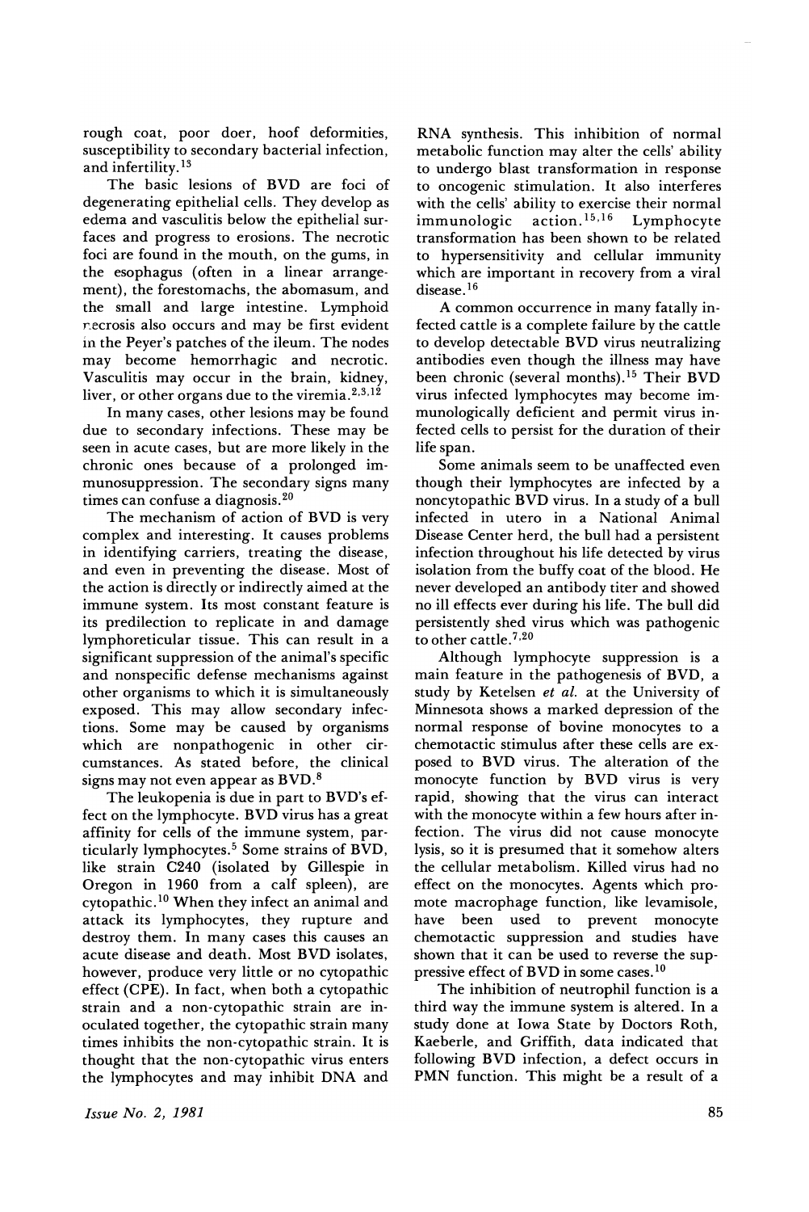rough coat, poor doer, hoof deformities, susceptibility to secondary bacterial infection, and infertility.[13]

The basic lesions of BVD are foci of degenerating epithelial cells. They develop as edema and vasculitis below the epithelial surfaces and progress to erosions. The necrotic foci are found in the mouth, on the gums, in the esophagus (often in a linear arrangement), the forestomachs, the abomasum, and the small and large intestine. Lymphoid necrosis also occurs and may be first evident in the Peyer's patches of the ileum. The nodes may become hemorrhagic and necrotic. Vasculitis may occur in the brain, kidney, liver, or other organs due to the viremia.[2,3,12]

In many cases, other lesions may be found due to secondary infections. These may be seen in acute cases, but are more likely in the chronic ones because of a prolonged immunosuppression. The secondary signs many times can confuse a diagnosis.[20]

The mechanism of action of BVD is very complex and interesting. It causes problems in identifying carriers, treating the disease, and even in preventing the disease. Most of the action is directly or indirectly aimed at the immune system. Its most constant feature is its predilection to replicate in and damage lymphoreticular tissue. This can result in a significant suppression of the animal's specific and nonspecific defense mechanisms against other organisms to which it is simultaneously exposed. This may allow secondary infections. Some may be caused by organisms which are nonpathogenic in other circumstances. As stated before, the clinical signs may not even appear as BVD.[8]

The leukopenia is due in part to BVD's effect on the lymphocyte. BVD virus has a great affinity for cells of the immune system, particularly lymphocytes.[5] Some strains of BVD, like strain C240 (isolated by Gillespie in Oregon in 1960 from a calf spleen), are cytopathic.[10] When they infect an animal and attack its lymphocytes, they rupture and destroy them. In many cases this causes an acute disease and death. Most BVD isolates, however, produce very little or no cytopathic effect (CPE). In fact, when both a cytopathic strain and a non-cytopathic strain are inoculated together, the cytopathic strain many times inhibits the non-cytopathic strain. It is thought that the non-cytopathic virus enters the lymphocytes and may inhibit DNA and RNA synthesis. This inhibition of normal metabolic function may alter the cells' ability to undergo blast transformation in response to oncogenic stimulation. It also interferes with the cells' ability to exercise their normal immunologic action.[15,16] Lymphocyte transformation has been shown to be related to hypersensitivity and cellular immunity which are important in recovery from a viral disease.[16]

A common occurrence in many fatally infected cattle is a complete failure by the cattle to develop detectable BVD virus neutralizing antibodies even though the illness may have been chronic (several months).[15] Their BVD virus infected lymphocytes may become immunologically deficient and permit virus infected cells to persist for the duration of their life span.

Some animals seem to be unaffected even though their lymphocytes are infected by a noncytopathic BVD virus. In a study of a bull infected in utero in a National Animal Disease Center herd, the bull had a persistent infection throughout his life detected by virus isolation from the buffy coat of the blood. He never developed an antibody titer and showed no ill effects ever during his life. The bull did persistently shed virus which was pathogenic to other cattle.[7,20]

Although lymphocyte suppression is a main feature in the pathogenesis of BVD, a study by Ketelsen *et al.* at the University of Minnesota shows a marked depression of the normal response of bovine monocytes to a chemotactic stimulus after these cells are exposed to BVD virus. The alteration of the monocyte function by BVD virus is very rapid, showing that the virus can interact with the monocyte within a few hours after infection. The virus did not cause monocyte lysis, so it is presumed that it somehow alters the cellular metabolism. Killed virus had no effect on the monocytes. Agents which promote macrophage function, like levamisole, have been used to prevent monocyte chemotactic suppression and studies have shown that it can be used to reverse the suppressive effect of BVD in some cases.[10]

The inhibition of neutrophil function is a third way the immune system is altered. In a study done at Iowa State by Doctors Roth, Kaeberle, and Griffith, data indicated that following BVD infection, a defect occurs in PMN function. This might be a result of a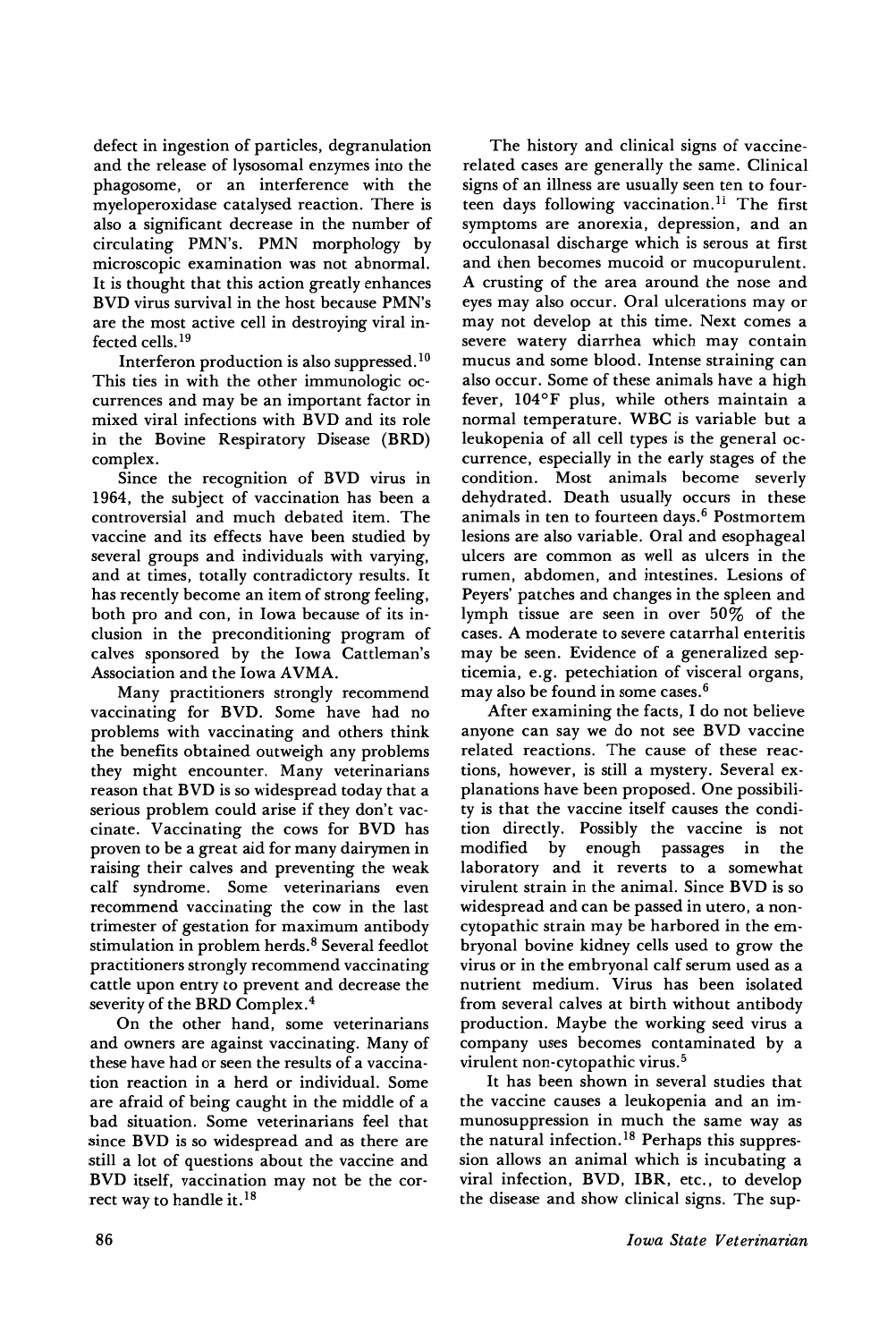defect in ingestion of particles, degranulation and the release of lysosomal enzymes into the phagosome, or an interference with the myeloperoxidase catalysed reaction. There is also a significant decrease in the number of circulating PMN's. PMN morphology by microscopic examination was not abnormal. It is thought that this action greatly enhances BVD virus survival in the host because PMN's are the most active cell in destroying viral infected cells.[19]

Interferon production is also suppressed.[10] This ties in with the other immunologic occurrences and may be an important factor in mixed viral infections with BVD and its role in the Bovine Respiratory Disease (BRD) complex.

Since the recognition of BVD virus in 1964, the subject of vaccination has been a controversial and much debated item. The vaccine and its effects have been studied by several groups and individuals with varying, and at times, totally contradictory results. It has recently become an item of strong feeling, both pro and con, in Iowa because of its inclusion in the preconditioning program of calves sponsored by the Iowa Cattleman's Association and the Iowa AVMA.

Many practitioners strongly recommend vaccinating for BVD. Some have had no problems with vaccinating and others think the benefits obtained outweigh any problems they might encounter. Many veterinarians reason that BVD is so widespread today that a serious problem could arise if they don't vaccinate. Vaccinating the cows for BVD has proven to be a great aid for many dairymen in raising their calves and preventing the weak calf syndrome. Some veterinarians even recommend vaccinating the cow in the last trimester of gestation for maximum antibody stimulation in problem herds.[8] Several feedlot practitioners strongly recommend vaccinating cattle upon entry to prevent and decrease the severity of the BRD Complex.[4]

On the other hand, some veterinarians and owners are against vaccinating. Many of these have had or seen the results of a vaccination reaction in a herd or individual. Some are afraid of being caught in the middle of a bad situation. Some veterinarians feel that since BVD is so widespread and as there are still a lot of questions about the vaccine and BVD itself, vaccination may not be the correct way to handle it.[18]

The history and clinical signs of vaccine-related cases are generally the same. Clinical signs of an illness are usually seen ten to fourteen days following vaccination.[11] The first symptoms are anorexia, depression, and an occulonasal discharge which is serous at first and then becomes mucoid or mucopurulent. A crusting of the area around the nose and eyes may also occur. Oral ulcerations may or may not develop at this time. Next comes a severe watery diarrhea which may contain mucus and some blood. Intense straining can also occur. Some of these animals have a high fever, 104°F plus, while others maintain a normal temperature. WBC is variable but a leukopenia of all cell types is the general occurrence, especially in the early stages of the condition. Most animals become severly dehydrated. Death usually occurs in these animals in ten to fourteen days.[6] Postmortem lesions are also variable. Oral and esophageal ulcers are common as well as ulcers in the rumen, abdomen, and intestines. Lesions of Peyers' patches and changes in the spleen and lymph tissue are seen in over 50% of the cases. A moderate to severe catarrhal enteritis may be seen. Evidence of a generalized septicemia, e.g. petechiation of visceral organs, may also be found in some cases.[6]

After examining the facts, I do not believe anyone can say we do not see BVD vaccine related reactions. The cause of these reactions, however, is still a mystery. Several explanations have been proposed. One possibility is that the vaccine itself causes the condition directly. Possibly the vaccine is not modified by enough passages in the laboratory and it reverts to a somewhat virulent strain in the animal. Since BVD is so widespread and can be passed in utero, a non-cytopathic strain may be harbored in the embryonal bovine kidney cells used to grow the virus or in the embryonal calf serum used as a nutrient medium. Virus has been isolated from several calves at birth without antibody production. Maybe the working seed virus a company uses becomes contaminated by a virulent non-cytopathic virus.[5]

It has been shown in several studies that the vaccine causes a leukopenia and an immunosuppression in much the same way as the natural infection.[18] Perhaps this suppression allows an animal which is incubating a viral infection, BVD, IBR, etc., to develop the disease and show clinical signs. The sup-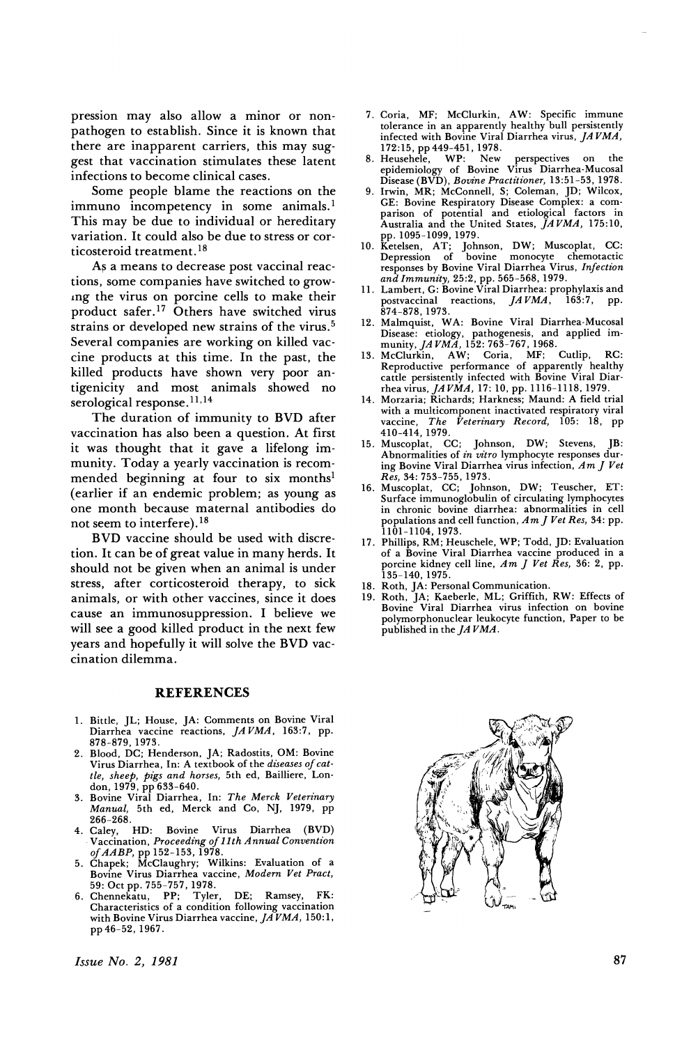pression may also allow a minor or non-pathogen to establish. Since it is known that there are inapparent carriers, this may suggest that vaccination stimulates these latent infections to become clinical cases.

Some people blame the reactions on the immuno incompetency in some animals.[1] This may be due to individual or hereditary variation. It could also be due to stress or corticosteroid treatment.[18]

As a means to decrease post vaccinal reactions, some companies have switched to growing the virus on porcine cells to make their product safer.[17] Others have switched virus strains or developed new strains of the virus.[5] Several companies are working on killed vaccine products at this time. In the past, the killed products have shown very poor antigenicity and most animals showed no serological response.[11,14]

The duration of immunity to BVD after vaccination has also been a question. At first it was thought that it gave a lifelong immunity. Today a yearly vaccination is recommended beginning at four to six months[1] (earlier if an endemic problem; as young as one month because maternal antibodies do not seem to interfere).[18]

BVD vaccine should be used with discretion. It can be of great value in many herds. It should not be given when an animal is under stress, after corticosteroid therapy, to sick animals, or with other vaccines, since it does cause an immunosuppression. I believe we will see a good killed product in the next few years and hopefully it will solve the BVD vaccination dilemma.

## REFERENCES

1. Bittle, JL; House, JA: Comments on Bovine Viral Diarrhea vaccine reactions, *JAVMA*, 163:7, pp. 878-879, 1973.
2. Blood, DC; Henderson, JA; Radostits, OM: Bovine Virus Diarrhea, In: A textbook of the *diseases of cattle, sheep, pigs and horses*, 5th ed, Bailliere, London, 1979, pp 633-640.
3. Bovine Viral Diarrhea, In: *The Merck Veterinary Manual*, 5th ed, Merck and Co, NJ, 1979, pp 266-268.
4. Caley, HD: Bovine Virus Diarrhea (BVD) Vaccination, *Proceeding of 11th Annual Convention of AABP*, pp 152-153, 1978.
5. Chapek; McClaughry; Wilkins: Evaluation of a Bovine Virus Diarrhea vaccine, *Modern Vet Pract*, 59: Oct pp. 755-757, 1978.
6. Chennekatu, PP; Tyler, DE; Ramsey, FK: Characteristics of a condition following vaccination with Bovine Virus Diarrhea vaccine, *JAVMA*, 150:1, pp 46-52, 1967.
7. Coria, MF; McClurkin, AW: Specific immune tolerance in an apparently healthy bull persistently infected with Bovine Viral Diarrhea virus, *JAVMA*, 172:15, pp 449-451, 1978.
8. Heusehele, WP: New perspectives on the epidemiology of Bovine Virus Diarrhea-Mucosal Disease (BVD), *Bovine Practitioner*, 13:51-53, 1978.
9. Irwin, MR; McConnell, S; Coleman, JD; Wilcox, GE: Bovine Respiratory Disease Complex: a comparison of potential and etiological factors in Australia and the United States, *JAVMA*, 175:10, pp. 1095-1099, 1979.
10. Ketelsen, AT; Johnson, DW; Muscoplat, CC: Depression of bovine monocyte chemotactic responses by Bovine Viral Diarrhea Virus, *Infection and Immunity*, 25:2, pp. 565-568, 1979.
11. Lambert, G: Bovine Viral Diarrhea: prophylaxis and postvaccinal reactions, *JAVMA*, 163:7, pp. 874-878, 1973.
12. Malmquist, WA: Bovine Viral Diarrhea-Mucosal Disease: etiology, pathogenesis, and applied immunity, *JAVMA*, 152: 763-767, 1968.
13. McClurkin, AW; Coria, MF; Cutlip, RC: Reproductive performance of apparently healthy cattle persistently infected with Bovine Viral Diarrhea virus, *JAVMA*, 17: 10, pp. 1116-1118, 1979.
14. Morzaria; Richards; Harkness; Maund: A field trial with a multicomponent inactivated respiratory viral vaccine, *The Veterinary Record*, 105: 18, pp 410-414, 1979.
15. Muscoplat, CC; Johnson, DW; Stevens, JB: Abnormalities of *in vitro* lymphocyte responses during Bovine Viral Diarrhea virus infection, *Am J Vet Res*, 34: 753-755, 1973.
16. Muscoplat, CC; Johnson, DW; Teuscher, ET: Surface immunoglobulin of circulating lymphocytes in chronic bovine diarrhea: abnormalities in cell populations and cell function, *Am J Vet Res*, 34: pp. 1101-1104, 1973.
17. Phillips, RM; Heuschele, WP; Todd, JD: Evaluation of a Bovine Viral Diarrhea vaccine produced in a porcine kidney cell line, *Am J Vet Res*, 36: 2, pp. 135-140, 1975.
18. Roth, JA: Personal Communication.
19. Roth, JA; Kaeberle, ML; Griffith, RW: Effects of Bovine Viral Diarrhea virus infection on bovine polymorphonuclear leukocyte function, Paper to be published in the *JAVMA*.